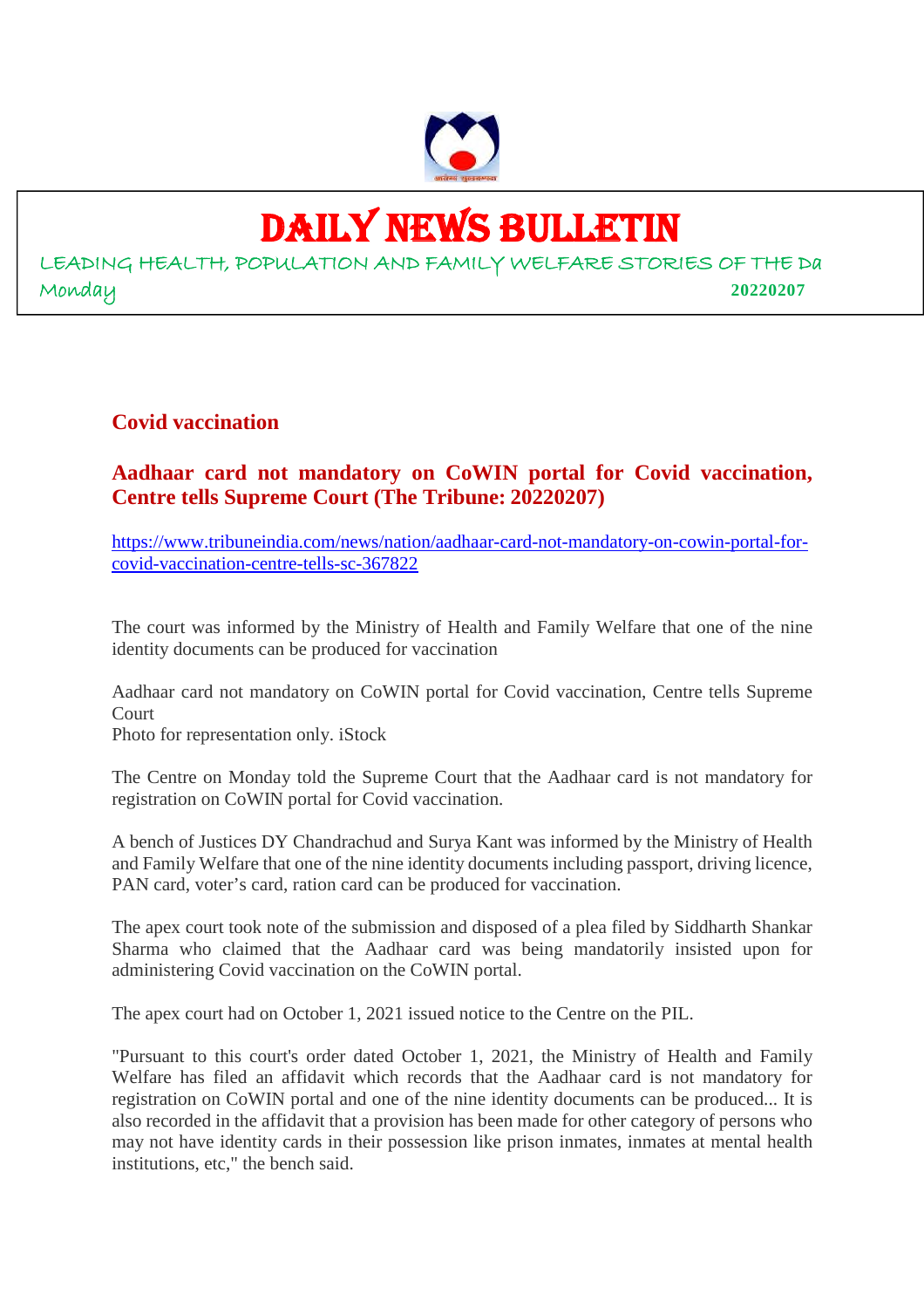# DAILY NEWS BULLETIN

LEADING HEALTH, POPULATION AND FAMILY WELFARE STORIES OF THE Da

Monday **20220207**

## Covid vaccination

### Aadhaar card not mandatory on CoWIN portal for Covid vaccination, Centre tells Supreme Court (The Tribune: 20220207)

https://www.tribuneindia.com/news/nation/aadhaar-card-not-mandatory-on-cowin-portal-for-covid-vaccination-centre-tells-sc-367822

The court was informed by the Ministry of Health and Family Welfare that one of the nine identity documents can be produced for vaccination

Aadhaar card not mandatory on CoWIN portal for Covid vaccination, Centre tells Supreme Court
Photo for representation only. iStock

The Centre on Monday told the Supreme Court that the Aadhaar card is not mandatory for registration on CoWIN portal for Covid vaccination.

A bench of Justices DY Chandrachud and Surya Kant was informed by the Ministry of Health and Family Welfare that one of the nine identity documents including passport, driving licence, PAN card, voter's card, ration card can be produced for vaccination.

The apex court took note of the submission and disposed of a plea filed by Siddharth Shankar Sharma who claimed that the Aadhaar card was being mandatorily insisted upon for administering Covid vaccination on the CoWIN portal.

The apex court had on October 1, 2021 issued notice to the Centre on the PIL.

"Pursuant to this court's order dated October 1, 2021, the Ministry of Health and Family Welfare has filed an affidavit which records that the Aadhaar card is not mandatory for registration on CoWIN portal and one of the nine identity documents can be produced... It is also recorded in the affidavit that a provision has been made for other category of persons who may not have identity cards in their possession like prison inmates, inmates at mental health institutions, etc," the bench said.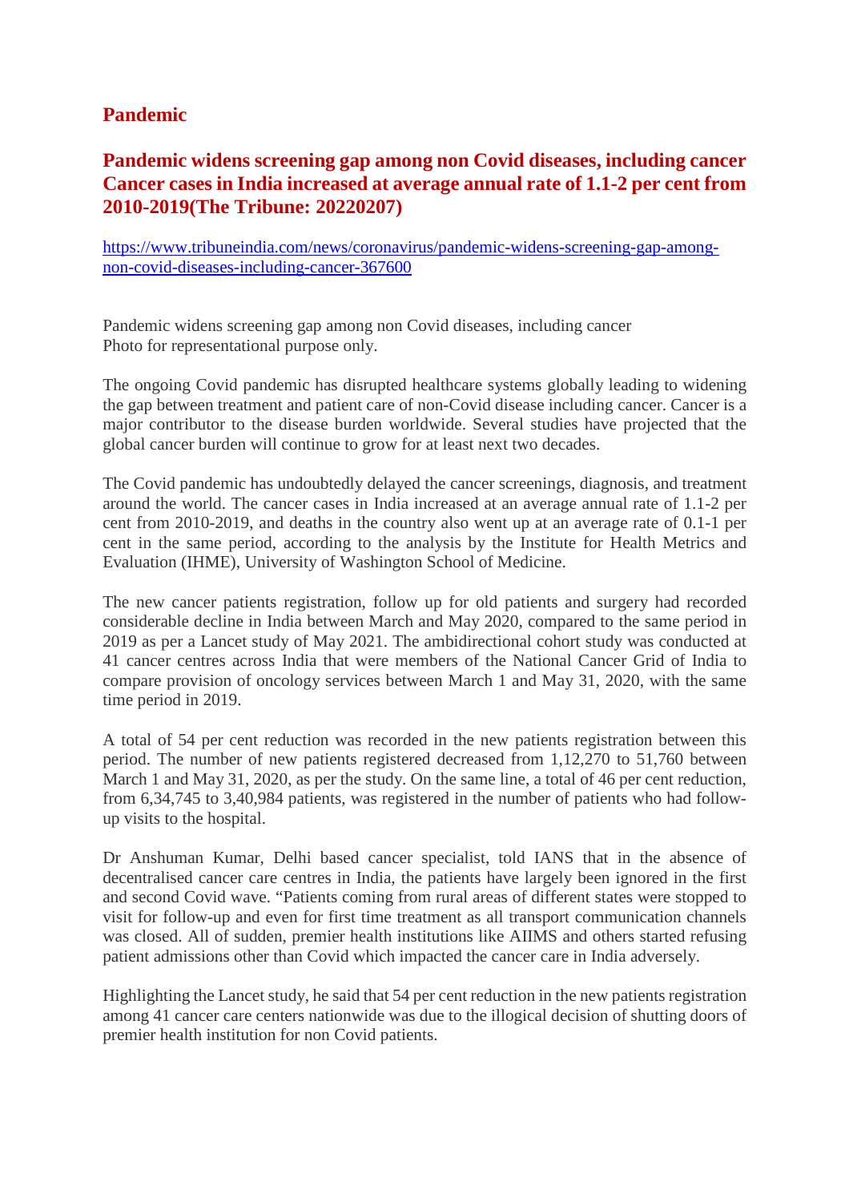## Pandemic

## Pandemic widens screening gap among non Covid diseases, including cancer Cancer cases in India increased at average annual rate of 1.1-2 per cent from 2010-2019(The Tribune: 20220207)

https://www.tribuneindia.com/news/coronavirus/pandemic-widens-screening-gap-among-non-covid-diseases-including-cancer-367600

Pandemic widens screening gap among non Covid diseases, including cancer
Photo for representational purpose only.

The ongoing Covid pandemic has disrupted healthcare systems globally leading to widening the gap between treatment and patient care of non-Covid disease including cancer. Cancer is a major contributor to the disease burden worldwide. Several studies have projected that the global cancer burden will continue to grow for at least next two decades.

The Covid pandemic has undoubtedly delayed the cancer screenings, diagnosis, and treatment around the world. The cancer cases in India increased at an average annual rate of 1.1-2 per cent from 2010-2019, and deaths in the country also went up at an average rate of 0.1-1 per cent in the same period, according to the analysis by the Institute for Health Metrics and Evaluation (IHME), University of Washington School of Medicine.

The new cancer patients registration, follow up for old patients and surgery had recorded considerable decline in India between March and May 2020, compared to the same period in 2019 as per a Lancet study of May 2021. The ambidirectional cohort study was conducted at 41 cancer centres across India that were members of the National Cancer Grid of India to compare provision of oncology services between March 1 and May 31, 2020, with the same time period in 2019.

A total of 54 per cent reduction was recorded in the new patients registration between this period. The number of new patients registered decreased from 1,12,270 to 51,760 between March 1 and May 31, 2020, as per the study. On the same line, a total of 46 per cent reduction, from 6,34,745 to 3,40,984 patients, was registered in the number of patients who had follow-up visits to the hospital.

Dr Anshuman Kumar, Delhi based cancer specialist, told IANS that in the absence of decentralised cancer care centres in India, the patients have largely been ignored in the first and second Covid wave. "Patients coming from rural areas of different states were stopped to visit for follow-up and even for first time treatment as all transport communication channels was closed. All of sudden, premier health institutions like AIIMS and others started refusing patient admissions other than Covid which impacted the cancer care in India adversely.

Highlighting the Lancet study, he said that 54 per cent reduction in the new patients registration among 41 cancer care centers nationwide was due to the illogical decision of shutting doors of premier health institution for non Covid patients.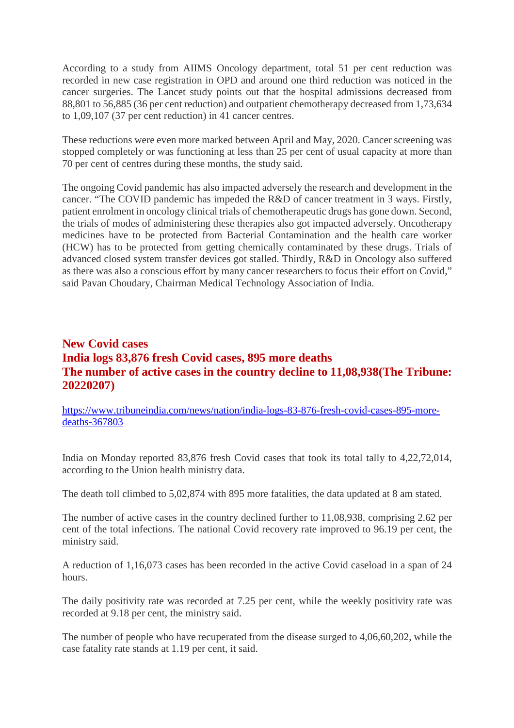According to a study from AIIMS Oncology department, total 51 per cent reduction was recorded in new case registration in OPD and around one third reduction was noticed in the cancer surgeries. The Lancet study points out that the hospital admissions decreased from 88,801 to 56,885 (36 per cent reduction) and outpatient chemotherapy decreased from 1,73,634 to 1,09,107 (37 per cent reduction) in 41 cancer centres.

These reductions were even more marked between April and May, 2020. Cancer screening was stopped completely or was functioning at less than 25 per cent of usual capacity at more than 70 per cent of centres during these months, the study said.

The ongoing Covid pandemic has also impacted adversely the research and development in the cancer. "The COVID pandemic has impeded the R&D of cancer treatment in 3 ways. Firstly, patient enrolment in oncology clinical trials of chemotherapeutic drugs has gone down. Second, the trials of modes of administering these therapies also got impacted adversely. Oncotherapy medicines have to be protected from Bacterial Contamination and the health care worker (HCW) has to be protected from getting chemically contaminated by these drugs. Trials of advanced closed system transfer devices got stalled. Thirdly, R&D in Oncology also suffered as there was also a conscious effort by many cancer researchers to focus their effort on Covid," said Pavan Choudary, Chairman Medical Technology Association of India.

## New Covid cases

## India logs 83,876 fresh Covid cases, 895 more deaths

## The number of active cases in the country decline to 11,08,938(The Tribune: 20220207)

https://www.tribuneindia.com/news/nation/india-logs-83-876-fresh-covid-cases-895-more-deaths-367803

India on Monday reported 83,876 fresh Covid cases that took its total tally to 4,22,72,014, according to the Union health ministry data.

The death toll climbed to 5,02,874 with 895 more fatalities, the data updated at 8 am stated.

The number of active cases in the country declined further to 11,08,938, comprising 2.62 per cent of the total infections. The national Covid recovery rate improved to 96.19 per cent, the ministry said.

A reduction of 1,16,073 cases has been recorded in the active Covid caseload in a span of 24 hours.

The daily positivity rate was recorded at 7.25 per cent, while the weekly positivity rate was recorded at 9.18 per cent, the ministry said.

The number of people who have recuperated from the disease surged to 4,06,60,202, while the case fatality rate stands at 1.19 per cent, it said.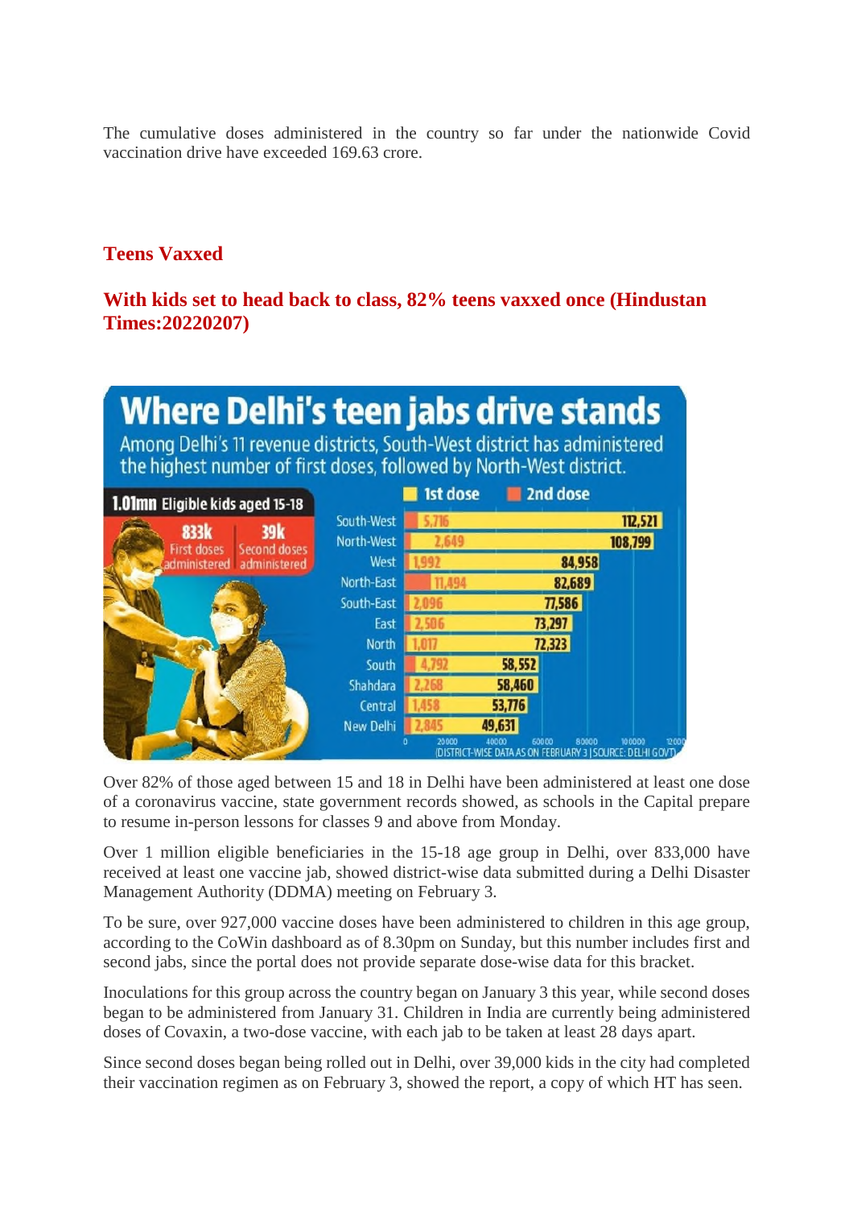The cumulative doses administered in the country so far under the nationwide Covid vaccination drive have exceeded 169.63 crore.

## Teens Vaxxed

## With kids set to head back to class, 82% teens vaxxed once (Hindustan Times:20220207)

**Where Delhi's teen jabs drive stands**

Among Delhi's 11 revenue districts, South-West district has administered the highest number of first doses, followed by North-West district.

**1.01mn** Eligible kids aged 15-18

**833k** First doses administered | **39k** Second doses administered

| District | 1st dose | 2nd dose |
|---|---|---|
| South-West | 112,521 | 5,716 |
| North-West | 108,799 | 2,649 |
| West | 84,958 | 1,992 |
| North-East | 82,689 | 11,494 |
| South-East | 77,586 | 2,096 |
| East | 73,297 | 2,506 |
| North | 72,323 | 1,017 |
| South | 58,552 | 4,792 |
| Shahdara | 58,460 | 2,268 |
| Central | 53,776 | 1,458 |
| New Delhi | 49,631 | 2,845 |

(DISTRICT-WISE DATA AS ON FEBRUARY 3 | SOURCE: DELHI GOVT)

Over 82% of those aged between 15 and 18 in Delhi have been administered at least one dose of a coronavirus vaccine, state government records showed, as schools in the Capital prepare to resume in-person lessons for classes 9 and above from Monday.

Over 1 million eligible beneficiaries in the 15-18 age group in Delhi, over 833,000 have received at least one vaccine jab, showed district-wise data submitted during a Delhi Disaster Management Authority (DDMA) meeting on February 3.

To be sure, over 927,000 vaccine doses have been administered to children in this age group, according to the CoWin dashboard as of 8.30pm on Sunday, but this number includes first and second jabs, since the portal does not provide separate dose-wise data for this bracket.

Inoculations for this group across the country began on January 3 this year, while second doses began to be administered from January 31. Children in India are currently being administered doses of Covaxin, a two-dose vaccine, with each jab to be taken at least 28 days apart.

Since second doses began being rolled out in Delhi, over 39,000 kids in the city had completed their vaccination regimen as on February 3, showed the report, a copy of which HT has seen.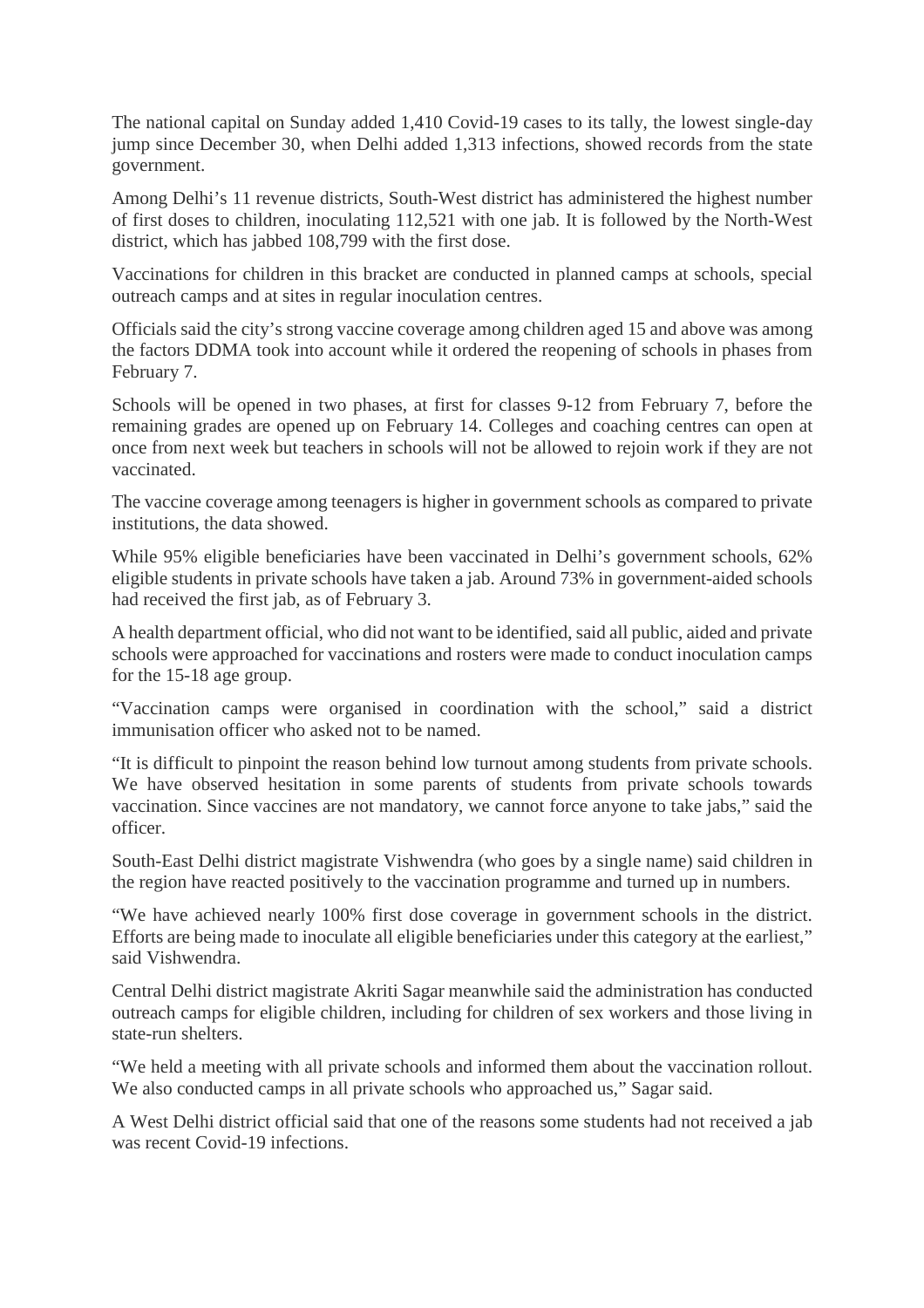The national capital on Sunday added 1,410 Covid-19 cases to its tally, the lowest single-day jump since December 30, when Delhi added 1,313 infections, showed records from the state government.

Among Delhi's 11 revenue districts, South-West district has administered the highest number of first doses to children, inoculating 112,521 with one jab. It is followed by the North-West district, which has jabbed 108,799 with the first dose.

Vaccinations for children in this bracket are conducted in planned camps at schools, special outreach camps and at sites in regular inoculation centres.

Officials said the city's strong vaccine coverage among children aged 15 and above was among the factors DDMA took into account while it ordered the reopening of schools in phases from February 7.

Schools will be opened in two phases, at first for classes 9-12 from February 7, before the remaining grades are opened up on February 14. Colleges and coaching centres can open at once from next week but teachers in schools will not be allowed to rejoin work if they are not vaccinated.

The vaccine coverage among teenagers is higher in government schools as compared to private institutions, the data showed.

While 95% eligible beneficiaries have been vaccinated in Delhi's government schools, 62% eligible students in private schools have taken a jab. Around 73% in government-aided schools had received the first jab, as of February 3.

A health department official, who did not want to be identified, said all public, aided and private schools were approached for vaccinations and rosters were made to conduct inoculation camps for the 15-18 age group.

"Vaccination camps were organised in coordination with the school," said a district immunisation officer who asked not to be named.

"It is difficult to pinpoint the reason behind low turnout among students from private schools. We have observed hesitation in some parents of students from private schools towards vaccination. Since vaccines are not mandatory, we cannot force anyone to take jabs," said the officer.

South-East Delhi district magistrate Vishwendra (who goes by a single name) said children in the region have reacted positively to the vaccination programme and turned up in numbers.

"We have achieved nearly 100% first dose coverage in government schools in the district. Efforts are being made to inoculate all eligible beneficiaries under this category at the earliest," said Vishwendra.

Central Delhi district magistrate Akriti Sagar meanwhile said the administration has conducted outreach camps for eligible children, including for children of sex workers and those living in state-run shelters.

"We held a meeting with all private schools and informed them about the vaccination rollout. We also conducted camps in all private schools who approached us," Sagar said.

A West Delhi district official said that one of the reasons some students had not received a jab was recent Covid-19 infections.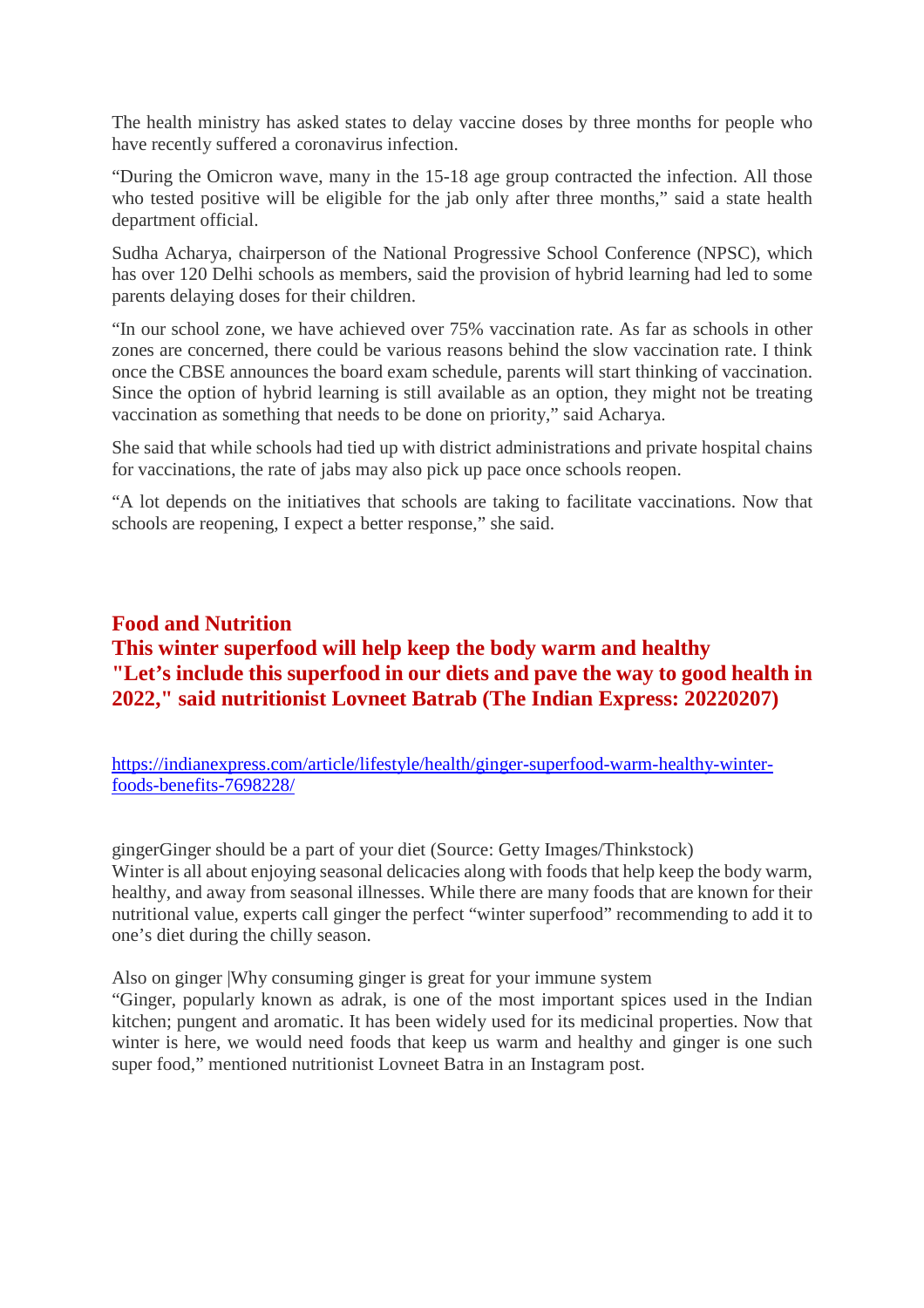The health ministry has asked states to delay vaccine doses by three months for people who have recently suffered a coronavirus infection.

"During the Omicron wave, many in the 15-18 age group contracted the infection. All those who tested positive will be eligible for the jab only after three months," said a state health department official.

Sudha Acharya, chairperson of the National Progressive School Conference (NPSC), which has over 120 Delhi schools as members, said the provision of hybrid learning had led to some parents delaying doses for their children.

"In our school zone, we have achieved over 75% vaccination rate. As far as schools in other zones are concerned, there could be various reasons behind the slow vaccination rate. I think once the CBSE announces the board exam schedule, parents will start thinking of vaccination. Since the option of hybrid learning is still available as an option, they might not be treating vaccination as something that needs to be done on priority," said Acharya.

She said that while schools had tied up with district administrations and private hospital chains for vaccinations, the rate of jabs may also pick up pace once schools reopen.

"A lot depends on the initiatives that schools are taking to facilitate vaccinations. Now that schools are reopening, I expect a better response," she said.

## Food and Nutrition
## This winter superfood will help keep the body warm and healthy
## "Let's include this superfood in our diets and pave the way to good health in 2022," said nutritionist Lovneet Batrab (The Indian Express: 20220207)

https://indianexpress.com/article/lifestyle/health/ginger-superfood-warm-healthy-winter-foods-benefits-7698228/

gingerGinger should be a part of your diet (Source: Getty Images/Thinkstock)
Winter is all about enjoying seasonal delicacies along with foods that help keep the body warm, healthy, and away from seasonal illnesses. While there are many foods that are known for their nutritional value, experts call ginger the perfect "winter superfood" recommending to add it to one's diet during the chilly season.

Also on ginger |Why consuming ginger is great for your immune system
"Ginger, popularly known as adrak, is one of the most important spices used in the Indian kitchen; pungent and aromatic. It has been widely used for its medicinal properties. Now that winter is here, we would need foods that keep us warm and healthy and ginger is one such super food," mentioned nutritionist Lovneet Batra in an Instagram post.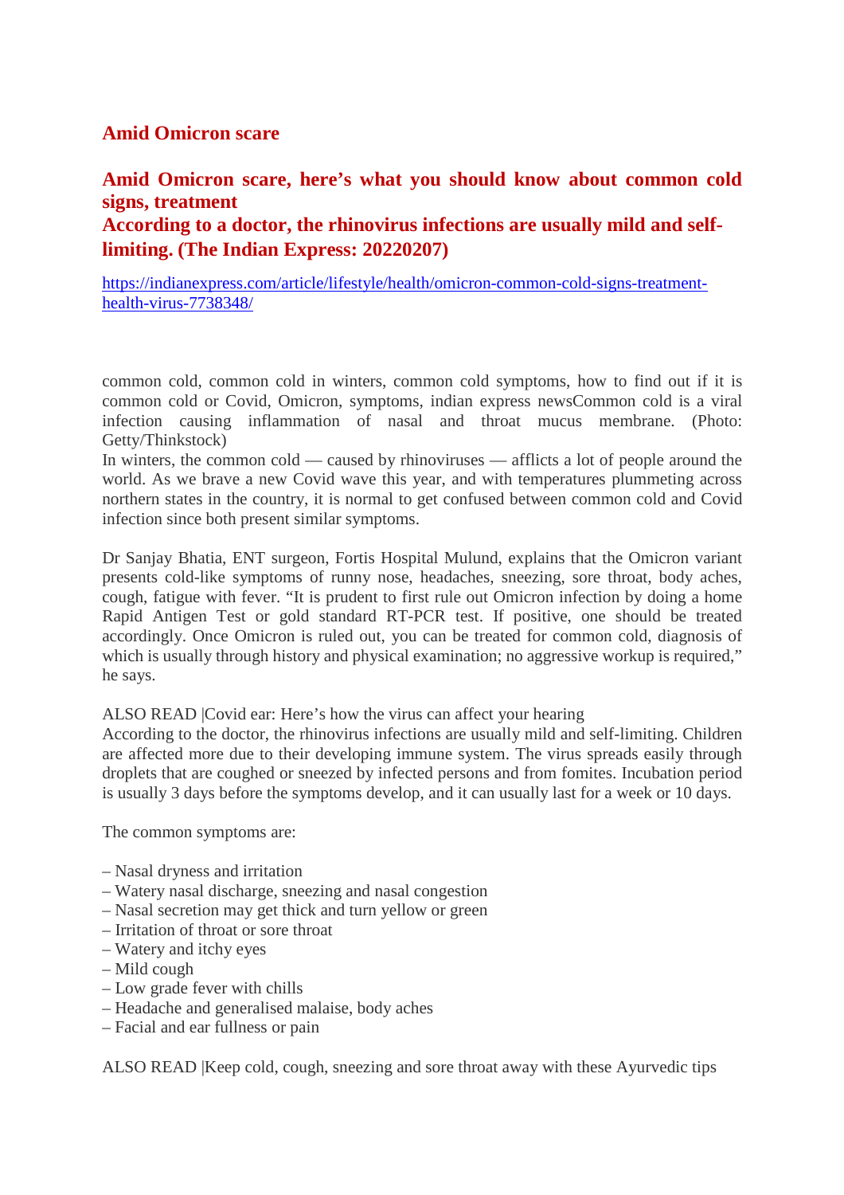## Amid Omicron scare

## Amid Omicron scare, here's what you should know about common cold signs, treatment

## According to a doctor, the rhinovirus infections are usually mild and self-limiting. (The Indian Express: 20220207)

https://indianexpress.com/article/lifestyle/health/omicron-common-cold-signs-treatment-health-virus-7738348/

common cold, common cold in winters, common cold symptoms, how to find out if it is common cold or Covid, Omicron, symptoms, indian express newsCommon cold is a viral infection causing inflammation of nasal and throat mucus membrane. (Photo: Getty/Thinkstock)

In winters, the common cold — caused by rhinoviruses — afflicts a lot of people around the world. As we brave a new Covid wave this year, and with temperatures plummeting across northern states in the country, it is normal to get confused between common cold and Covid infection since both present similar symptoms.

Dr Sanjay Bhatia, ENT surgeon, Fortis Hospital Mulund, explains that the Omicron variant presents cold-like symptoms of runny nose, headaches, sneezing, sore throat, body aches, cough, fatigue with fever. "It is prudent to first rule out Omicron infection by doing a home Rapid Antigen Test or gold standard RT-PCR test. If positive, one should be treated accordingly. Once Omicron is ruled out, you can be treated for common cold, diagnosis of which is usually through history and physical examination; no aggressive workup is required," he says.

ALSO READ |Covid ear: Here's how the virus can affect your hearing

According to the doctor, the rhinovirus infections are usually mild and self-limiting. Children are affected more due to their developing immune system. The virus spreads easily through droplets that are coughed or sneezed by infected persons and from fomites. Incubation period is usually 3 days before the symptoms develop, and it can usually last for a week or 10 days.

The common symptoms are:

– Nasal dryness and irritation
– Watery nasal discharge, sneezing and nasal congestion
– Nasal secretion may get thick and turn yellow or green
– Irritation of throat or sore throat
– Watery and itchy eyes
– Mild cough
– Low grade fever with chills
– Headache and generalised malaise, body aches
– Facial and ear fullness or pain

ALSO READ |Keep cold, cough, sneezing and sore throat away with these Ayurvedic tips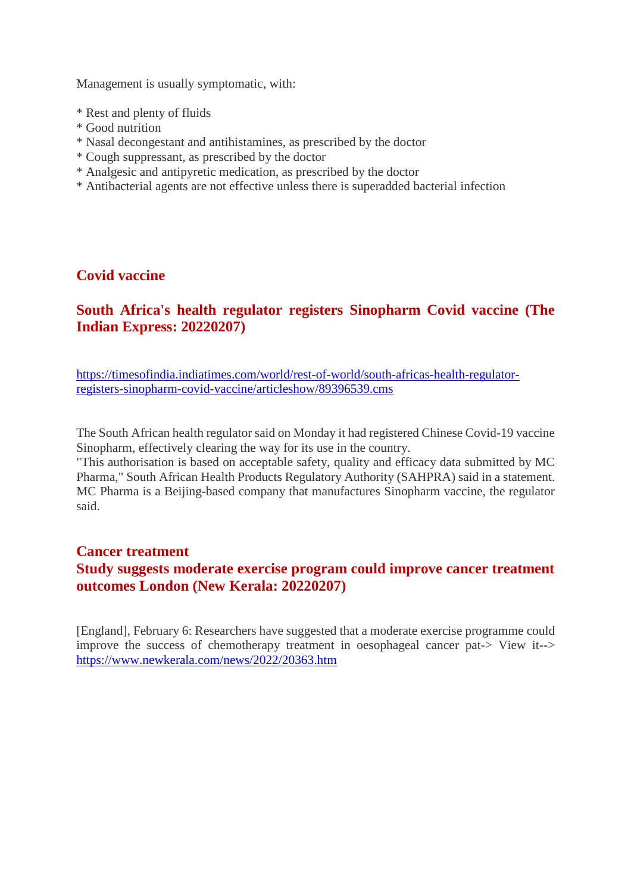Management is usually symptomatic, with:

* Rest and plenty of fluids
* Good nutrition
* Nasal decongestant and antihistamines, as prescribed by the doctor
* Cough suppressant, as prescribed by the doctor
* Analgesic and antipyretic medication, as prescribed by the doctor
* Antibacterial agents are not effective unless there is superadded bacterial infection

## Covid vaccine

### South Africa's health regulator registers Sinopharm Covid vaccine (The Indian Express: 20220207)

https://timesofindia.indiatimes.com/world/rest-of-world/south-africas-health-regulator-registers-sinopharm-covid-vaccine/articleshow/89396539.cms

The South African health regulator said on Monday it had registered Chinese Covid-19 vaccine Sinopharm, effectively clearing the way for its use in the country.
"This authorisation is based on acceptable safety, quality and efficacy data submitted by MC Pharma," South African Health Products Regulatory Authority (SAHPRA) said in a statement. MC Pharma is a Beijing-based company that manufactures Sinopharm vaccine, the regulator said.

## Cancer treatment

### Study suggests moderate exercise program could improve cancer treatment outcomes London (New Kerala: 20220207)

[England], February 6: Researchers have suggested that a moderate exercise programme could improve the success of chemotherapy treatment in oesophageal cancer pat-> View it--> https://www.newkerala.com/news/2022/20363.htm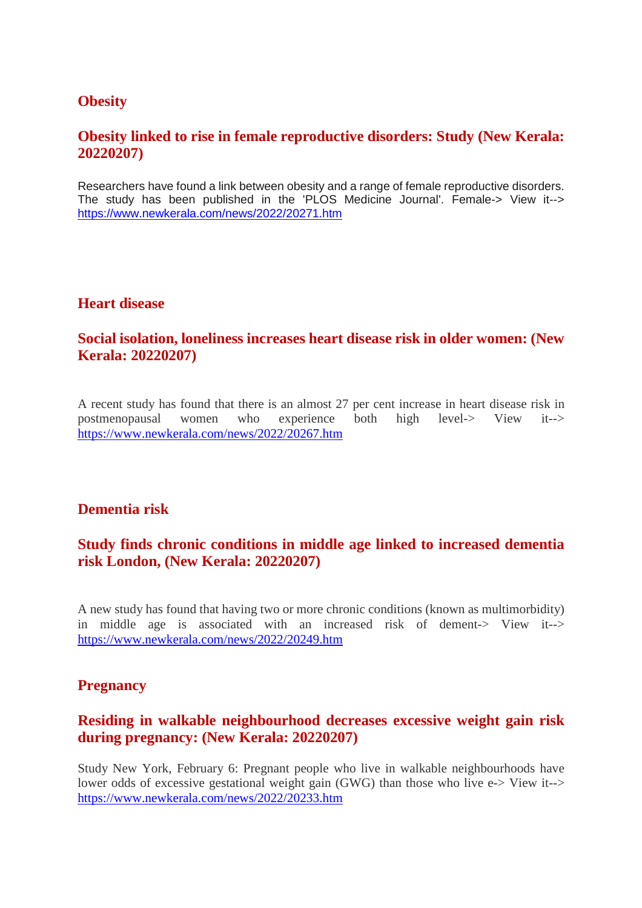## Obesity

### Obesity linked to rise in female reproductive disorders: Study (New Kerala: 20220207)

Researchers have found a link between obesity and a range of female reproductive disorders. The study has been published in the 'PLOS Medicine Journal'. Female-> View it--> https://www.newkerala.com/news/2022/20271.htm

## Heart disease

### Social isolation, loneliness increases heart disease risk in older women: (New Kerala: 20220207)

A recent study has found that there is an almost 27 per cent increase in heart disease risk in postmenopausal women who experience both high level-> View it--> https://www.newkerala.com/news/2022/20267.htm

## Dementia risk

### Study finds chronic conditions in middle age linked to increased dementia risk London, (New Kerala: 20220207)

A new study has found that having two or more chronic conditions (known as multimorbidity) in middle age is associated with an increased risk of dement-> View it--> https://www.newkerala.com/news/2022/20249.htm

## Pregnancy

### Residing in walkable neighbourhood decreases excessive weight gain risk during pregnancy: (New Kerala: 20220207)

Study New York, February 6: Pregnant people who live in walkable neighbourhoods have lower odds of excessive gestational weight gain (GWG) than those who live e-> View it--> https://www.newkerala.com/news/2022/20233.htm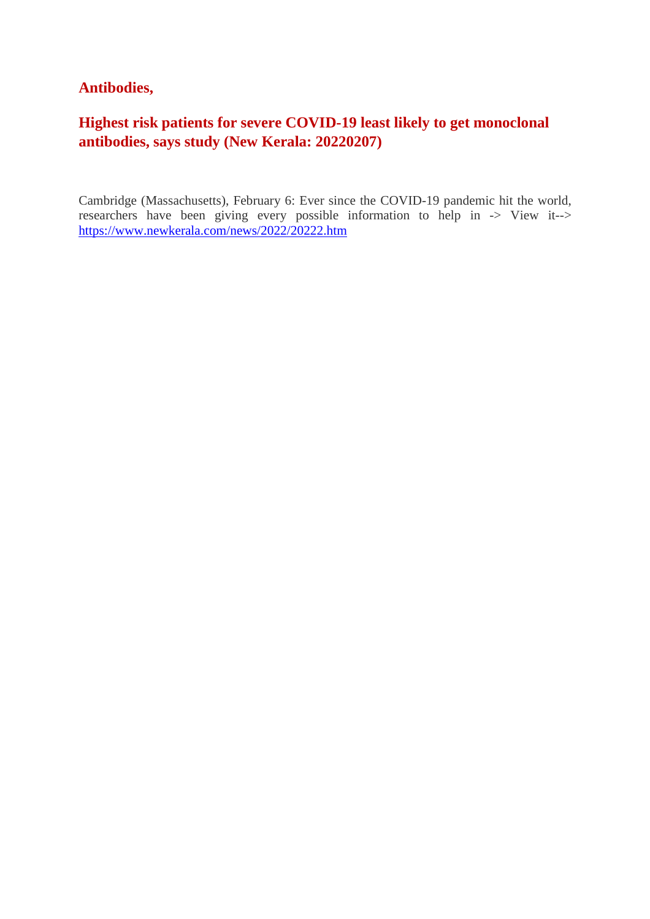## Antibodies,

## Highest risk patients for severe COVID-19 least likely to get monoclonal antibodies, says study (New Kerala: 20220207)

Cambridge (Massachusetts), February 6: Ever since the COVID-19 pandemic hit the world, researchers have been giving every possible information to help in -> View it--> https://www.newkerala.com/news/2022/20222.htm